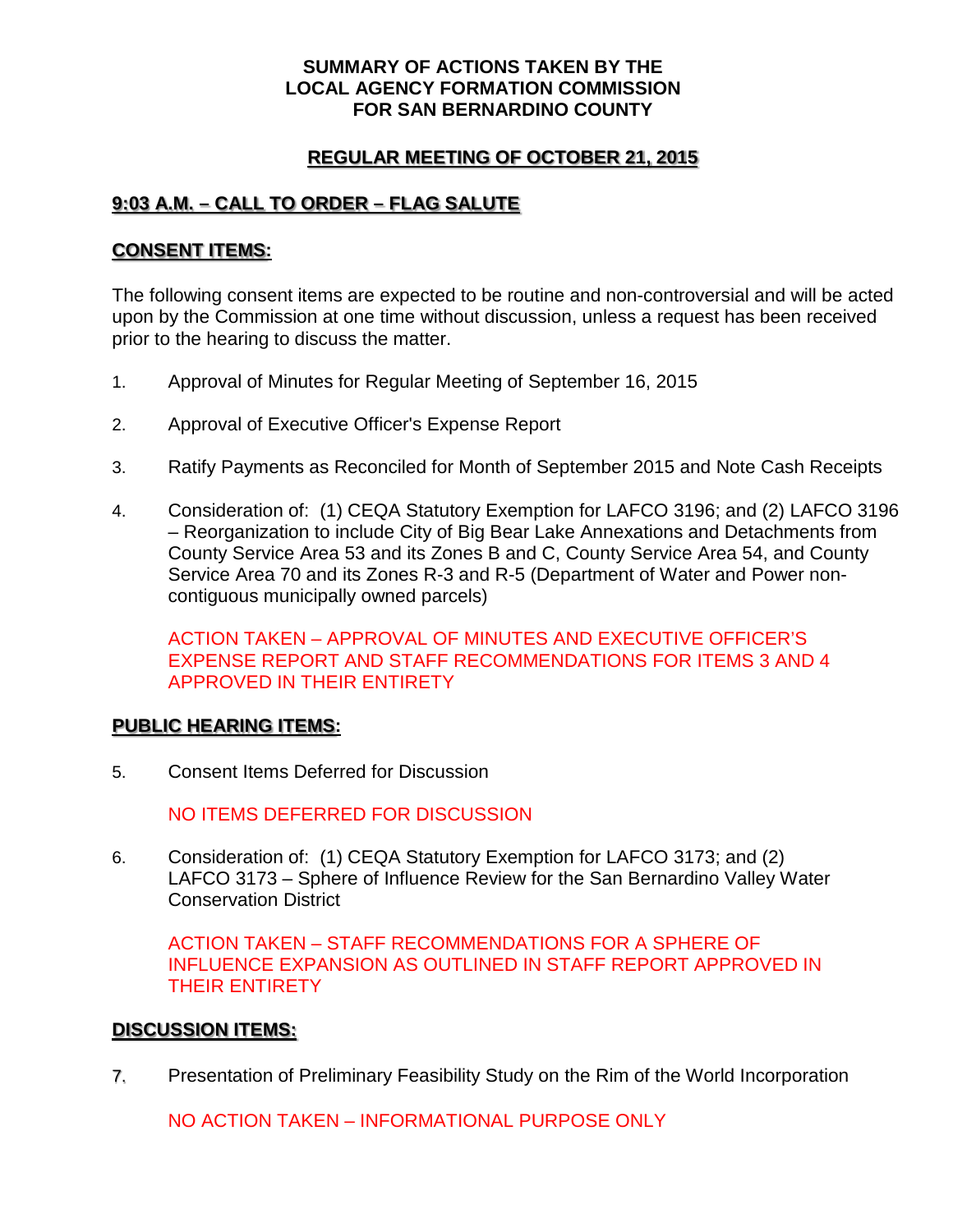**SUMMARY OF ACTIONS TAKEN BY THE LOCAL AGENCY FORMATION COMMISSION FOR SAN BERNARDINO COUNTY**

**REGULAR MEETING OF OCTOBER 21, 2015**

**9:03 A.M. – CALL TO ORDER – FLAG SALUTE**

**CONSENT ITEMS:**

The following consent items are expected to be routine and non-controversial and will be acted upon by the Commission at one time without discussion, unless a request has been received prior to the hearing to discuss the matter.

1. Approval of Minutes for Regular Meeting of September 16, 2015

2. Approval of Executive Officer's Expense Report

3. Ratify Payments as Reconciled for Month of September 2015 and Note Cash Receipts

4. Consideration of: (1) CEQA Statutory Exemption for LAFCO 3196; and (2) LAFCO 3196 – Reorganization to include City of Big Bear Lake Annexations and Detachments from County Service Area 53 and its Zones B and C, County Service Area 54, and County Service Area 70 and its Zones R-3 and R-5 (Department of Water and Power non-contiguous municipally owned parcels)

   ACTION TAKEN – APPROVAL OF MINUTES AND EXECUTIVE OFFICER'S EXPENSE REPORT AND STAFF RECOMMENDATIONS FOR ITEMS 3 AND 4 APPROVED IN THEIR ENTIRETY

**PUBLIC HEARING ITEMS:**

5. Consent Items Deferred for Discussion

   NO ITEMS DEFERRED FOR DISCUSSION

6. Consideration of: (1) CEQA Statutory Exemption for LAFCO 3173; and (2) LAFCO 3173 – Sphere of Influence Review for the San Bernardino Valley Water Conservation District

   ACTION TAKEN – STAFF RECOMMENDATIONS FOR A SPHERE OF INFLUENCE EXPANSION AS OUTLINED IN STAFF REPORT APPROVED IN THEIR ENTIRETY

**DISCUSSION ITEMS:**

7. Presentation of Preliminary Feasibility Study on the Rim of the World Incorporation

   NO ACTION TAKEN – INFORMATIONAL PURPOSE ONLY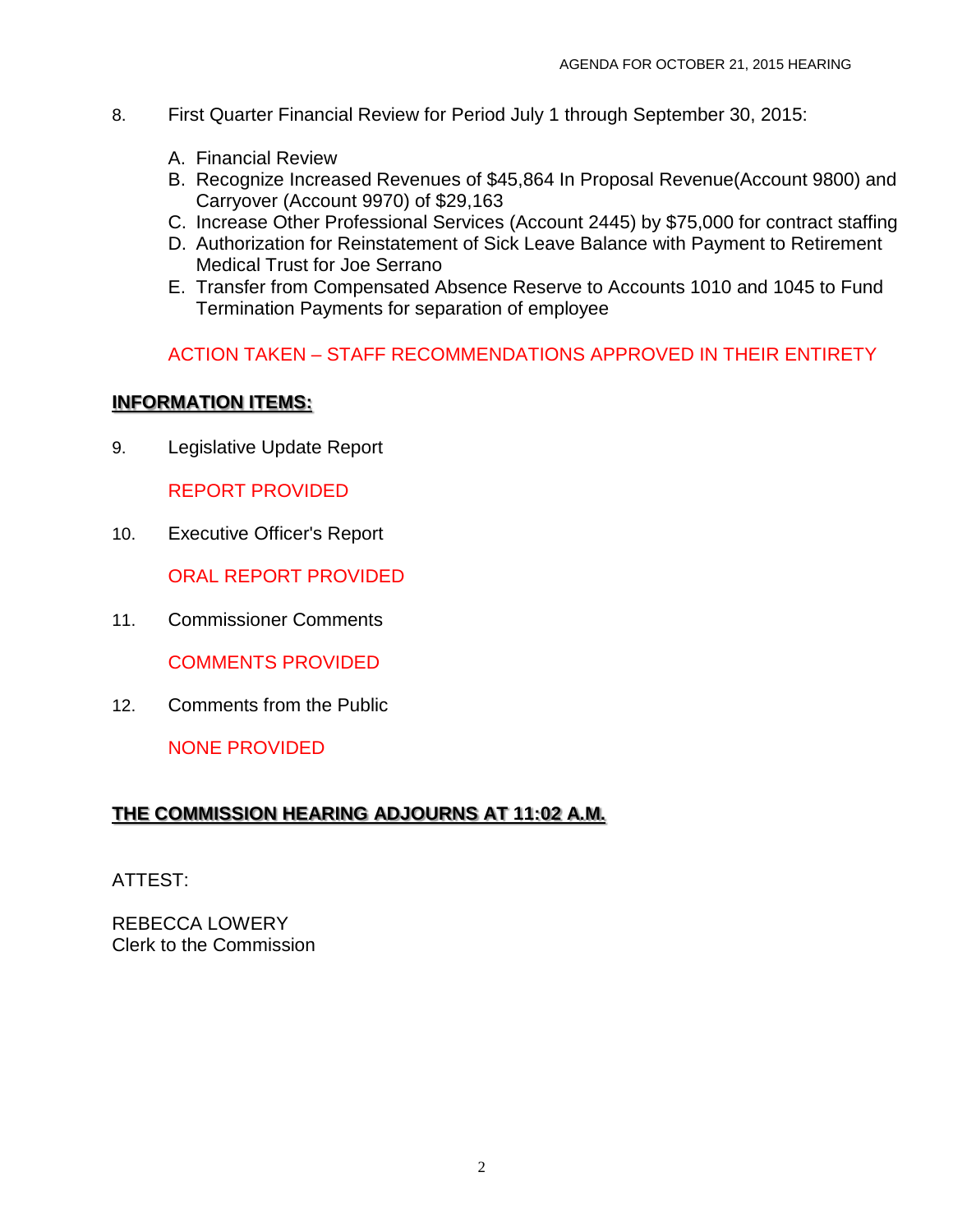8. First Quarter Financial Review for Period July 1 through September 30, 2015:

   A. Financial Review
   B. Recognize Increased Revenues of $45,864 In Proposal Revenue(Account 9800) and Carryover (Account 9970) of $29,163
   C. Increase Other Professional Services (Account 2445) by $75,000 for contract staffing
   D. Authorization for Reinstatement of Sick Leave Balance with Payment to Retirement Medical Trust for Joe Serrano
   E. Transfer from Compensated Absence Reserve to Accounts 1010 and 1045 to Fund Termination Payments for separation of employee

   ACTION TAKEN – STAFF RECOMMENDATIONS APPROVED IN THEIR ENTIRETY

**INFORMATION ITEMS:**

9. Legislative Update Report

   REPORT PROVIDED

10. Executive Officer's Report

    ORAL REPORT PROVIDED

11. Commissioner Comments

    COMMENTS PROVIDED

12. Comments from the Public

    NONE PROVIDED

**THE COMMISSION HEARING ADJOURNS AT 11:02 A.M.**

ATTEST:

REBECCA LOWERY
Clerk to the Commission